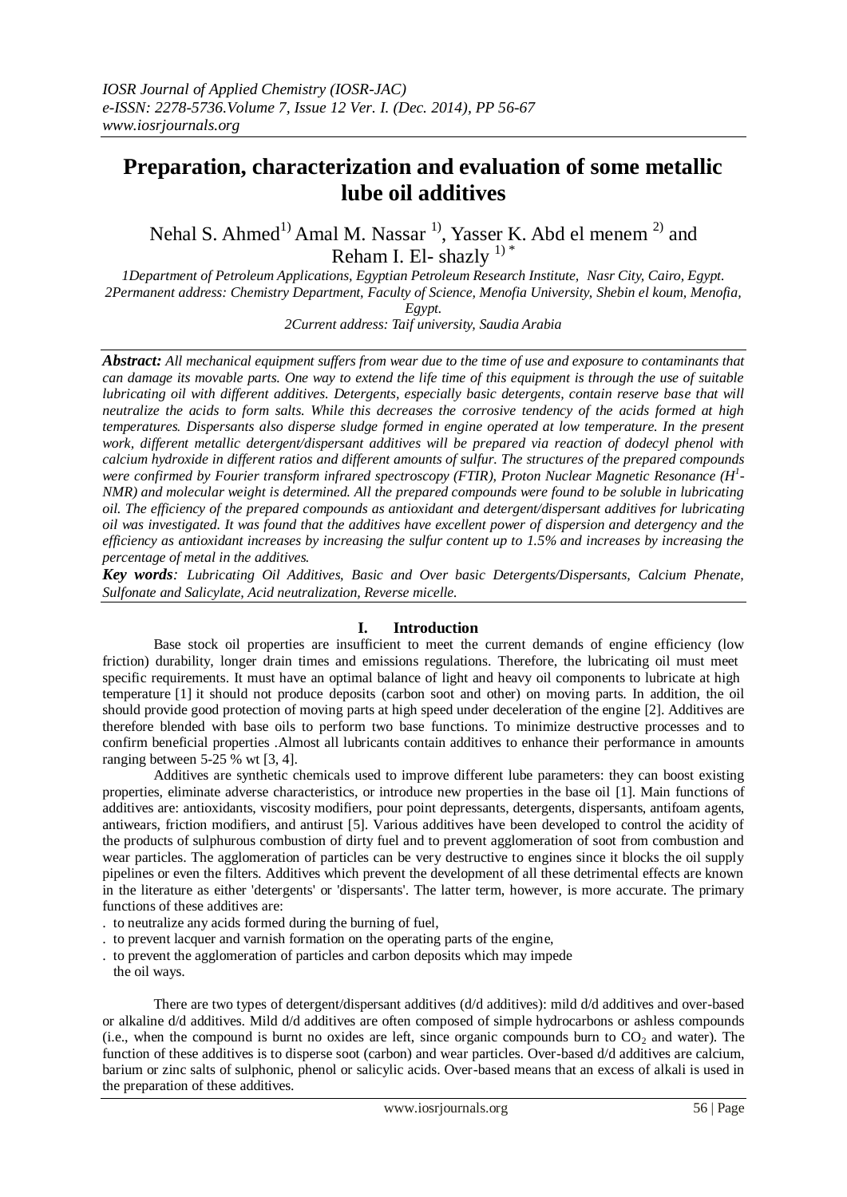# Preparation, characterization and evaluation of some metallic lube oil additives

Nehal S. Ahmed[1)] Amal M. Nassar [1)], Yasser K. Abd el menem [2)] and Reham I. El- shazly [1) *]

*1Department of Petroleum Applications, Egyptian Petroleum Research Institute, Nasr City, Cairo, Egypt.*
*2Permanent address: Chemistry Department, Faculty of Science, Menofia University, Shebin el koum, Menofia, Egypt.*
*2Current address: Taif university, Saudia Arabia*

***Abstract:*** *All mechanical equipment suffers from wear due to the time of use and exposure to contaminants that can damage its movable parts. One way to extend the life time of this equipment is through the use of suitable lubricating oil with different additives. Detergents, especially basic detergents, contain reserve base that will neutralize the acids to form salts. While this decreases the corrosive tendency of the acids formed at high temperatures. Dispersants also disperse sludge formed in engine operated at low temperature. In the present work, different metallic detergent/dispersant additives will be prepared via reaction of dodecyl phenol with calcium hydroxide in different ratios and different amounts of sulfur. The structures of the prepared compounds were confirmed by Fourier transform infrared spectroscopy (FTIR), Proton Nuclear Magnetic Resonance ($H^1$-NMR) and molecular weight is determined. All the prepared compounds were found to be soluble in lubricating oil. The efficiency of the prepared compounds as antioxidant and detergent/dispersant additives for lubricating oil was investigated. It was found that the additives have excellent power of dispersion and detergency and the efficiency as antioxidant increases by increasing the sulfur content up to 1.5% and increases by increasing the percentage of metal in the additives.*

***Key words****: Lubricating Oil Additives, Basic and Over basic Detergents/Dispersants, Calcium Phenate, Sulfonate and Salicylate, Acid neutralization, Reverse micelle.*

## I. Introduction

Base stock oil properties are insufficient to meet the current demands of engine efficiency (low friction) durability, longer drain times and emissions regulations. Therefore, the lubricating oil must meet specific requirements. It must have an optimal balance of light and heavy oil components to lubricate at high temperature [1] it should not produce deposits (carbon soot and other) on moving parts. In addition, the oil should provide good protection of moving parts at high speed under deceleration of the engine [2]. Additives are therefore blended with base oils to perform two base functions. To minimize destructive processes and to confirm beneficial properties .Almost all lubricants contain additives to enhance their performance in amounts ranging between 5-25 % wt [3, 4].

Additives are synthetic chemicals used to improve different lube parameters: they can boost existing properties, eliminate adverse characteristics, or introduce new properties in the base oil [1]. Main functions of additives are: antioxidants, viscosity modifiers, pour point depressants, detergents, dispersants, antifoam agents, antiwears, friction modifiers, and antirust [5]. Various additives have been developed to control the acidity of the products of sulphurous combustion of dirty fuel and to prevent agglomeration of soot from combustion and wear particles. The agglomeration of particles can be very destructive to engines since it blocks the oil supply pipelines or even the filters. Additives which prevent the development of all these detrimental effects are known in the literature as either 'detergents' or 'dispersants'. The latter term, however, is more accurate. The primary functions of these additives are:

. to neutralize any acids formed during the burning of fuel,
. to prevent lacquer and varnish formation on the operating parts of the engine,
. to prevent the agglomeration of particles and carbon deposits which may impede the oil ways.

There are two types of detergent/dispersant additives (d/d additives): mild d/d additives and over-based or alkaline d/d additives. Mild d/d additives are often composed of simple hydrocarbons or ashless compounds (i.e., when the compound is burnt no oxides are left, since organic compounds burn to $CO_2$ and water). The function of these additives is to disperse soot (carbon) and wear particles. Over-based d/d additives are calcium, barium or zinc salts of sulphonic, phenol or salicylic acids. Over-based means that an excess of alkali is used in the preparation of these additives.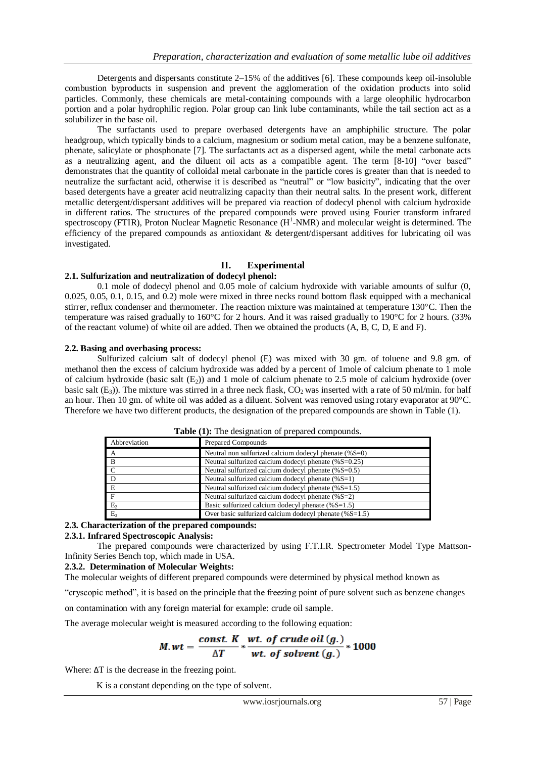Detergents and dispersants constitute 2–15% of the additives [6]. These compounds keep oil-insoluble combustion byproducts in suspension and prevent the agglomeration of the oxidation products into solid particles. Commonly, these chemicals are metal-containing compounds with a large oleophilic hydrocarbon portion and a polar hydrophilic region. Polar group can link lube contaminants, while the tail section act as a solubilizer in the base oil.

The surfactants used to prepare overbased detergents have an amphiphilic structure. The polar headgroup, which typically binds to a calcium, magnesium or sodium metal cation, may be a benzene sulfonate, phenate, salicylate or phosphonate [7]. The surfactants act as a dispersed agent, while the metal carbonate acts as a neutralizing agent, and the diluent oil acts as a compatible agent. The term [8-10] "over based" demonstrates that the quantity of colloidal metal carbonate in the particle cores is greater than that is needed to neutralize the surfactant acid, otherwise it is described as "neutral" or "low basicity", indicating that the over based detergents have a greater acid neutralizing capacity than their neutral salts. In the present work, different metallic detergent/dispersant additives will be prepared via reaction of dodecyl phenol with calcium hydroxide in different ratios. The structures of the prepared compounds were proved using Fourier transform infrared spectroscopy (FTIR), Proton Nuclear Magnetic Resonance ($H^1$-NMR) and molecular weight is determined. The efficiency of the prepared compounds as antioxidant & detergent/dispersant additives for lubricating oil was investigated.

## II. Experimental

### 2.1. Sulfurization and neutralization of dodecyl phenol:

0.1 mole of dodecyl phenol and 0.05 mole of calcium hydroxide with variable amounts of sulfur (0, 0.025, 0.05, 0.1, 0.15, and 0.2) mole were mixed in three necks round bottom flask equipped with a mechanical stirrer, reflux condenser and thermometer. The reaction mixture was maintained at temperature 130°C. Then the temperature was raised gradually to 160°C for 2 hours. And it was raised gradually to 190°C for 2 hours. (33% of the reactant volume) of white oil are added. Then we obtained the products (A, B, C, D, E and F).

### 2.2. Basing and overbasing process:

Sulfurized calcium salt of dodecyl phenol (E) was mixed with 30 gm. of toluene and 9.8 gm. of methanol then the excess of calcium hydroxide was added by a percent of 1mole of calcium phenate to 1 mole of calcium hydroxide (basic salt ($E_2$)) and 1 mole of calcium phenate to 2.5 mole of calcium hydroxide (over basic salt ($E_3$)). The mixture was stirred in a three neck flask, $CO_2$ was inserted with a rate of 50 ml/min. for half an hour. Then 10 gm. of white oil was added as a diluent. Solvent was removed using rotary evaporator at 90°C. Therefore we have two different products, the designation of the prepared compounds are shown in Table (1).

**Table (1):** The designation of prepared compounds.

| Abbreviation | Prepared Compounds |
|---|---|
| A | Neutral non sulfurized calcium dodecyl phenate (%S=0) |
| B | Neutral sulfurized calcium dodecyl phenate (%S=0.25) |
| C | Neutral sulfurized calcium dodecyl phenate (%S=0.5) |
| D | Neutral sulfurized calcium dodecyl phenate (%S=1) |
| E | Neutral sulfurized calcium dodecyl phenate (%S=1.5) |
| F | Neutral sulfurized calcium dodecyl phenate (%S=2) |
| $E_2$ | Basic sulfurized calcium dodecyl phenate (%S=1.5) |
| $E_3$ | Over basic sulfurized calcium dodecyl phenate (%S=1.5) |

### 2.3. Characterization of the prepared compounds:

#### 2.3.1. Infrared Spectroscopic Analysis:

The prepared compounds were characterized by using F.T.I.R. Spectrometer Model Type Mattson-Infinity Series Bench top, which made in USA.

#### 2.3.2. Determination of Molecular Weights:

The molecular weights of different prepared compounds were determined by physical method known as "cryscopic method", it is based on the principle that the freezing point of pure solvent such as benzene changes on contamination with any foreign material for example: crude oil sample.

The average molecular weight is measured according to the following equation:

$$M.wt = \frac{const.\ K}{\Delta T} * \frac{wt.\ of\ crude\ oil\ (g.)}{wt.\ of\ solvent\ (g.)} * 1000$$

Where: $\Delta T$ is the decrease in the freezing point.

K is a constant depending on the type of solvent.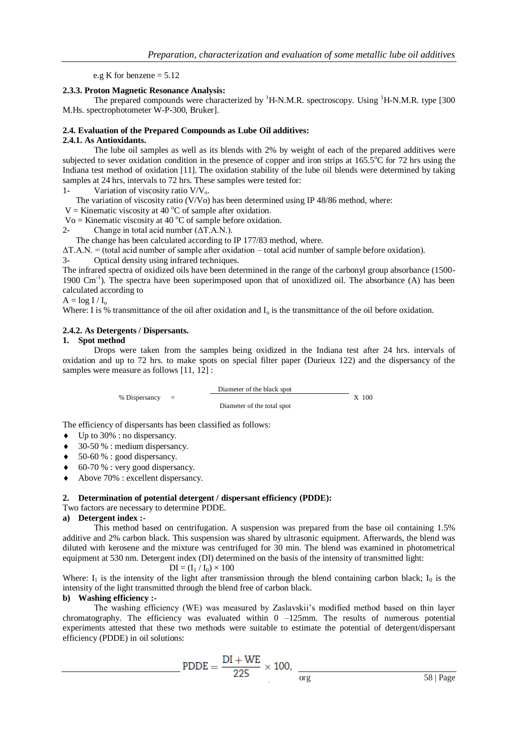e.g K for benzene = 5.12

**2.3.3. Proton Magnetic Resonance Analysis:**

The prepared compounds were characterized by $^{1}$H-N.M.R. spectroscopy. Using $^{1}$H-N.M.R. type [300 M.Hs. spectrophotometer W-P-300, Bruker].

**2.4. Evaluation of the Prepared Compounds as Lube Oil additives:**

**2.4.1. As Antioxidants.**

The lube oil samples as well as its blends with 2% by weight of each of the prepared additives were subjected to sever oxidation condition in the presence of copper and iron strips at 165.5°C for 72 hrs using the Indiana test method of oxidation [11]. The oxidation stability of the lube oil blends were determined by taking samples at 24 hrs, intervals to 72 hrs. These samples were tested for:

1- Variation of viscosity ratio $V/V_o$.

The variation of viscosity ratio (V/Vo) has been determined using IP 48/86 method, where:

V = Kinematic viscosity at 40 °C of sample after oxidation.

Vo = Kinematic viscosity at 40 °C of sample before oxidation.

2- Change in total acid number (ΔT.A.N.).

The change has been calculated according to IP 177/83 method, where.

ΔT.A.N. = (total acid number of sample after oxidation – total acid number of sample before oxidation).

3- Optical density using infrared techniques.

The infrared spectra of oxidized oils have been determined in the range of the carbonyl group absorbance (1500-1900 $Cm^{-1}$). The spectra have been superimposed upon that of unoxidized oil. The absorbance (A) has been calculated according to

$A = \log I / I_o$

Where: I is % transmittance of the oil after oxidation and $I_o$ is the transmittance of the oil before oxidation.

**2.4.2. As Detergents / Dispersants.**

**1. Spot method**

Drops were taken from the samples being oxidized in the Indiana test after 24 hrs. intervals of oxidation and up to 72 hrs. to make spots on special filter paper (Durieux 122) and the dispersancy of the samples were measure as follows [11, 12] :

$$\% \text{ Dispersancy} = \frac{\text{Diameter of the black spot}}{\text{Diameter of the total spot}} \times 100$$

The efficiency of dispersants has been classified as follows:

- Up to 30% : no dispersancy.
- 30-50 % : medium dispersancy.
- 50-60 % : good dispersancy.
- 60-70 % : very good dispersancy.
- Above 70% : excellent dispersancy.

**2. Determination of potential detergent / dispersant efficiency (PDDE):**

Two factors are necessary to determine PDDE.

**a) Detergent index :-**

This method based on centrifugation. A suspension was prepared from the base oil containing 1.5% additive and 2% carbon black. This suspension was shared by ultrasonic equipment. Afterwards, the blend was diluted with kerosene and the mixture was centrifuged for 30 min. The blend was examined in photometrical equipment at 530 nm. Detergent index (DI) determined on the basis of the intensity of transmitted light:

$$DI = (I_1 / I_0) \times 100$$

Where: $I_1$ is the intensity of the light after transmission through the blend containing carbon black; $I_0$ is the intensity of the light transmitted through the blend free of carbon black.

**b) Washing efficiency :-**

The washing efficiency (WE) was measured by Zaslavskii's modified method based on thin layer chromatography. The efficiency was evaluated within 0 –125mm. The results of numerous potential experiments attested that these two methods were suitable to estimate the potential of detergent/dispersant efficiency (PDDE) in oil solutions:

$$PDDE = \frac{DI + WE}{225} \times 100,$$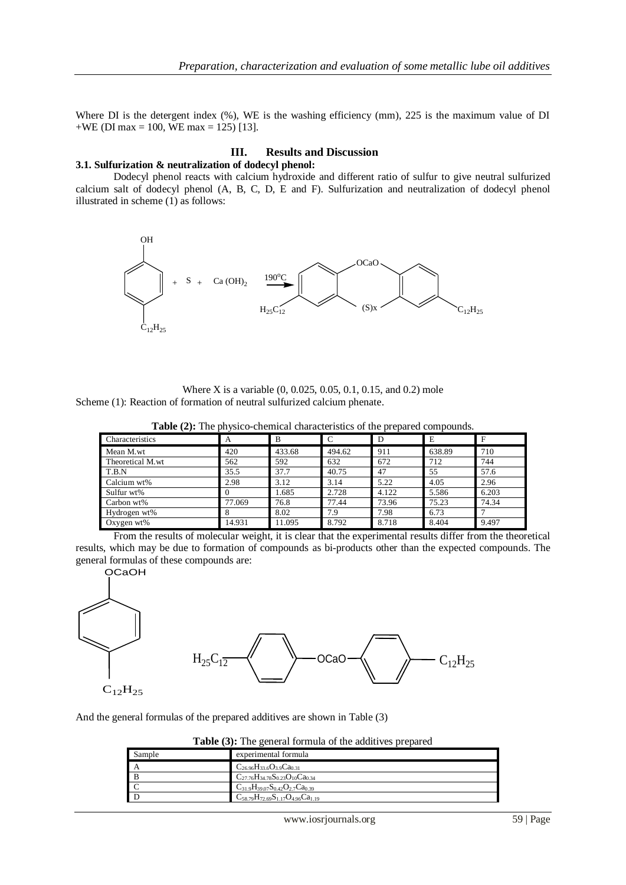Where DI is the detergent index (%), WE is the washing efficiency (mm), 225 is the maximum value of DI +WE (DI max = 100, WE max = 125) [13].

## III. Results and Discussion

### 3.1. Sulfurization & neutralization of dodecyl phenol:

Dodecyl phenol reacts with calcium hydroxide and different ratio of sulfur to give neutral sulfurized calcium salt of dodecyl phenol (A, B, C, D, E and F). Sulfurization and neutralization of dodecyl phenol illustrated in scheme (1) as follows:

Where X is a variable (0, 0.025, 0.05, 0.1, 0.15, and 0.2) mole

Scheme (1): Reaction of formation of neutral sulfurized calcium phenate.

**Table (2):** The physico-chemical characteristics of the prepared compounds.

| Characteristics | A | B | C | D | E | F |
|---|---|---|---|---|---|---|
| Mean M.wt | 420 | 433.68 | 494.62 | 911 | 638.89 | 710 |
| Theoretical M.wt | 562 | 592 | 632 | 672 | 712 | 744 |
| T.B.N | 35.5 | 37.7 | 40.75 | 47 | 55 | 57.6 |
| Calcium wt% | 2.98 | 3.12 | 3.14 | 5.22 | 4.05 | 2.96 |
| Sulfur wt% | 0 | 1.685 | 2.728 | 4.122 | 5.586 | 6.203 |
| Carbon wt% | 77.069 | 76.8 | 77.44 | 73.96 | 75.23 | 74.34 |
| Hydrogen wt% | 8 | 8.02 | 7.9 | 7.98 | 6.73 | 7 |
| Oxygen wt% | 14.931 | 11.095 | 8.792 | 8.718 | 8.404 | 9.497 |

From the results of molecular weight, it is clear that the experimental results differ from the theoretical results, which may be due to formation of compounds as bi-products other than the expected compounds. The general formulas of these compounds are:

And the general formulas of the prepared additives are shown in Table (3)

**Table (3):** The general formula of the additives prepared

| Sample | experimental formula |
|---|---|
| A | $C_{26.96}H_{33.6}O_{3.9}Ca_{0.31}$ |
| B | $C_{27.76}H_{34.78}S_{0.23}O_{10}Ca_{0.34}$ |
| C | $C_{31.9}H_{39.07}S_{0.42}O_{2.7}Ca_{0.39}$ |
| D | $C_{58.79}H_{72.69}S_{1.17}O_{4.96}Ca_{1.19}$ |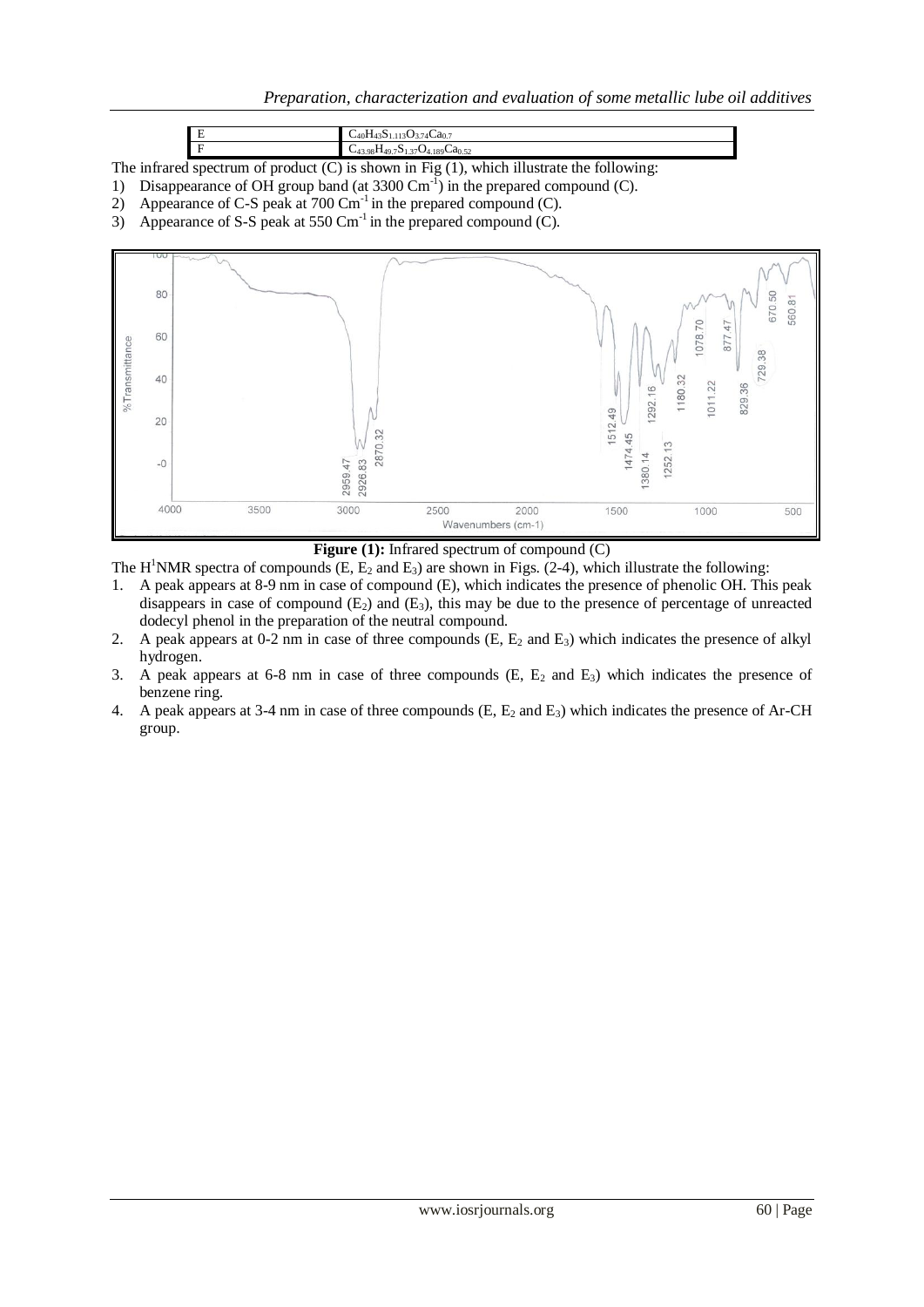| | |
|---|---|
| E | $C_{40}H_{43}S_{1.113}O_{3.74}Ca_{0.7}$ |
| F | $C_{43.98}H_{49.7}S_{1.37}O_{4.189}Ca_{0.52}$ |

The infrared spectrum of product (C) is shown in Fig (1), which illustrate the following:

1) Disappearance of OH group band (at 3300 $Cm^{-1}$) in the prepared compound (C).
2) Appearance of C-S peak at 700 $Cm^{-1}$ in the prepared compound (C).
3) Appearance of S-S peak at 550 $Cm^{-1}$ in the prepared compound (C).

**Figure (1):** Infrared spectrum of compound (C)

The $H^1$NMR spectra of compounds (E, $E_2$ and $E_3$) are shown in Figs. (2-4), which illustrate the following:

1. A peak appears at 8-9 nm in case of compound (E), which indicates the presence of phenolic OH. This peak disappears in case of compound ($E_2$) and ($E_3$), this may be due to the presence of percentage of unreacted dodecyl phenol in the preparation of the neutral compound.
2. A peak appears at 0-2 nm in case of three compounds (E, $E_2$ and $E_3$) which indicates the presence of alkyl hydrogen.
3. A peak appears at 6-8 nm in case of three compounds (E, $E_2$ and $E_3$) which indicates the presence of benzene ring.
4. A peak appears at 3-4 nm in case of three compounds (E, $E_2$ and $E_3$) which indicates the presence of Ar-CH group.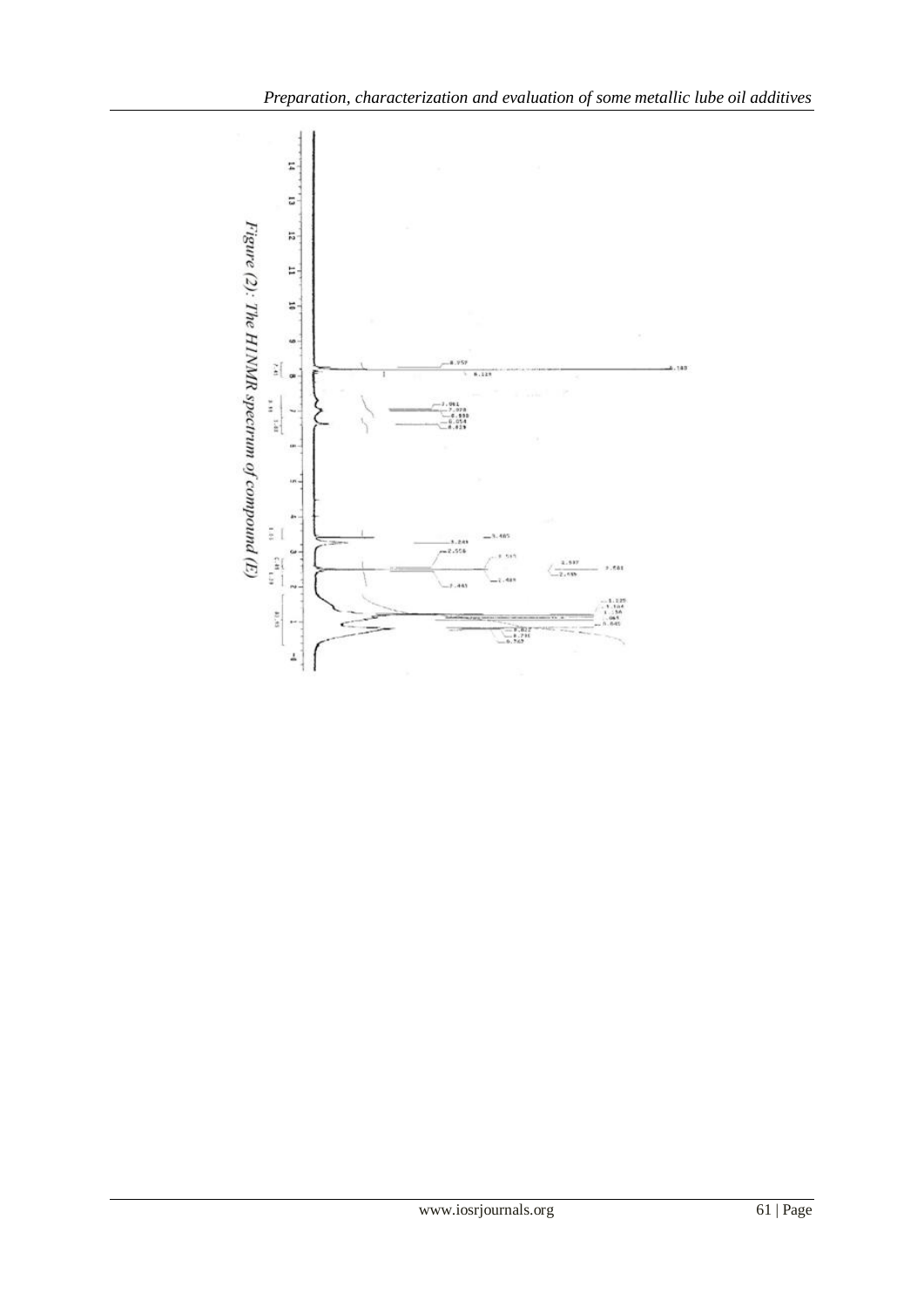Figure (2): The H1NMR spectrum of compound (E)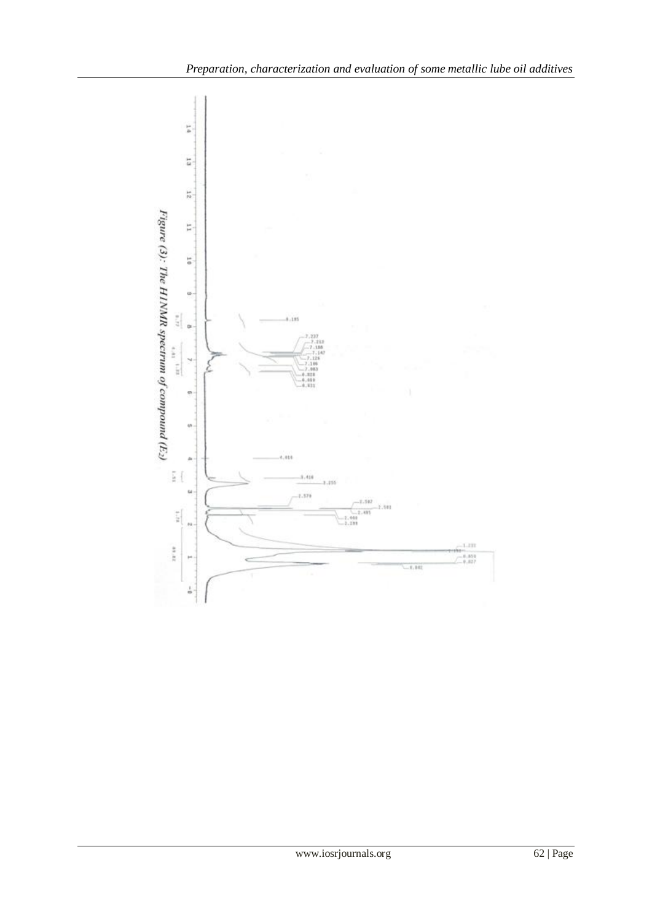Figure (3): The H1NMR spectrum of compound (E₂)

*Figure (3): The H1NMR spectrum of compound ($E_2$)*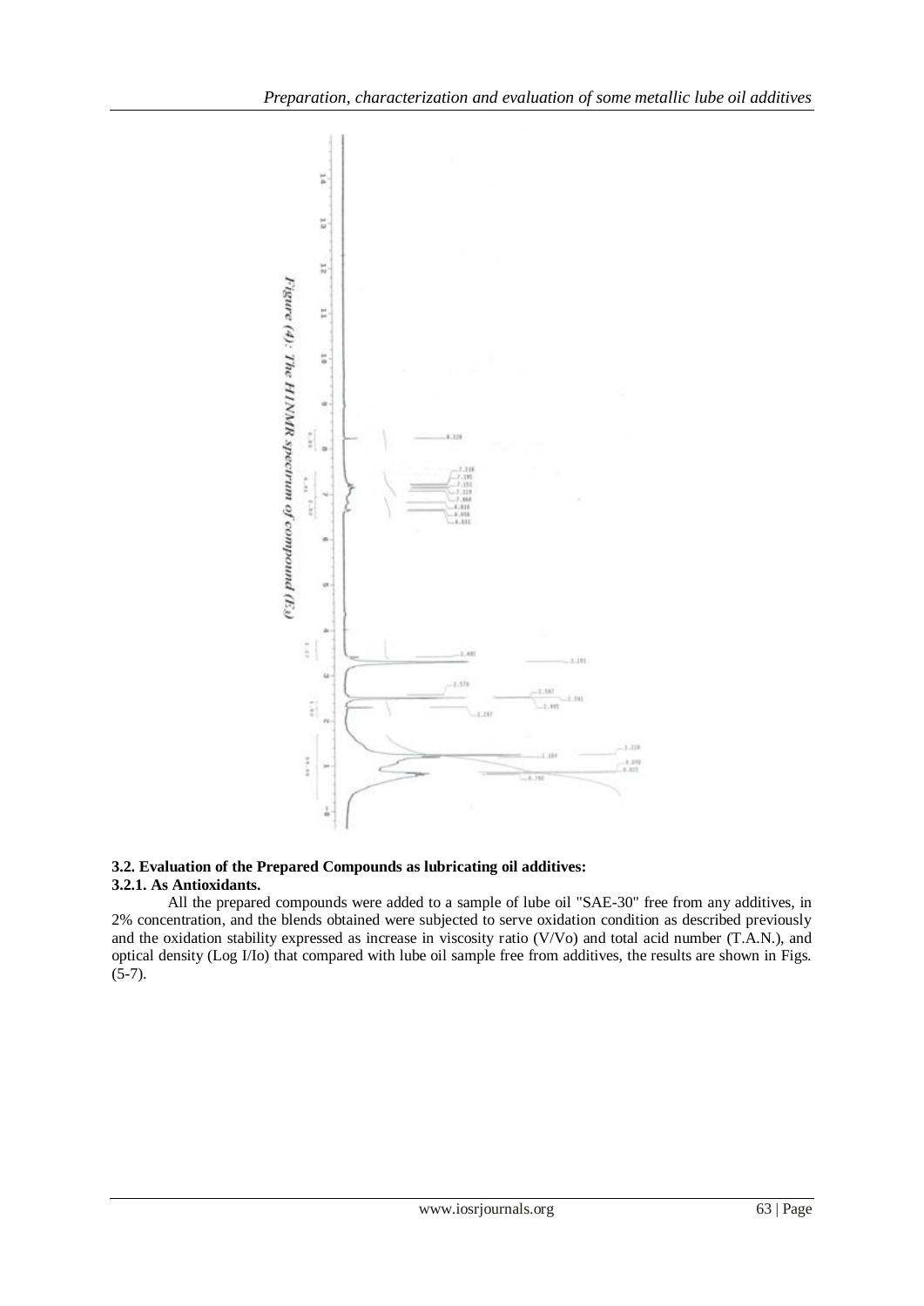Figure (4): The H1NMR spectrum of compound (E3)

### 3.2. Evaluation of the Prepared Compounds as lubricating oil additives:

#### 3.2.1. As Antioxidants.

All the prepared compounds were added to a sample of lube oil "SAE-30" free from any additives, in 2% concentration, and the blends obtained were subjected to serve oxidation condition as described previously and the oxidation stability expressed as increase in viscosity ratio (V/Vo) and total acid number (T.A.N.), and optical density (Log I/Io) that compared with lube oil sample free from additives, the results are shown in Figs. (5-7).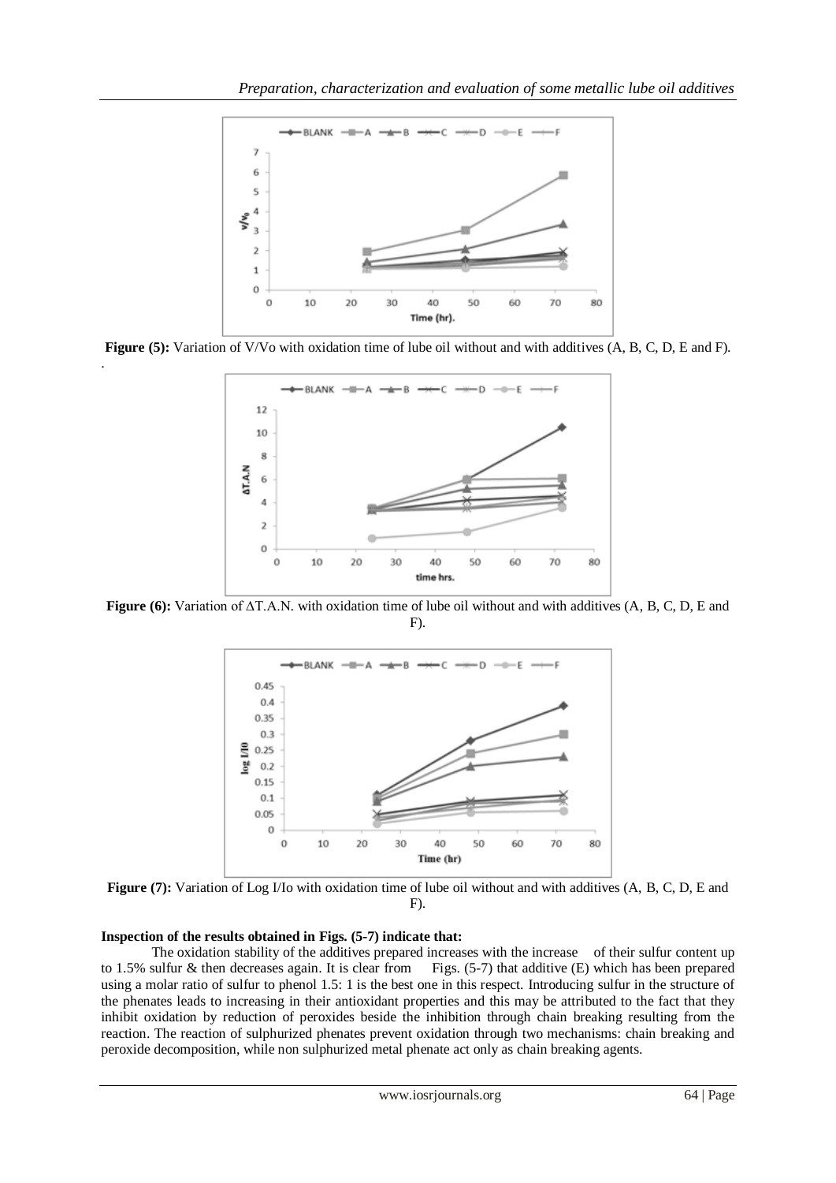**Figure (5):** Variation of V/Vo with oxidation time of lube oil without and with additives (A, B, C, D, E and F).

**Figure (6):** Variation of ΔT.A.N. with oxidation time of lube oil without and with additives (A, B, C, D, E and F).

**Figure (7):** Variation of Log I/Io with oxidation time of lube oil without and with additives (A, B, C, D, E and F).

**Inspection of the results obtained in Figs. (5-7) indicate that:**

The oxidation stability of the additives prepared increases with the increase of their sulfur content up to 1.5% sulfur & then decreases again. It is clear from Figs. (5-7) that additive (E) which has been prepared using a molar ratio of sulfur to phenol 1.5: 1 is the best one in this respect. Introducing sulfur in the structure of the phenates leads to increasing in their antioxidant properties and this may be attributed to the fact that they inhibit oxidation by reduction of peroxides beside the inhibition through chain breaking resulting from the reaction. The reaction of sulphurized phenates prevent oxidation through two mechanisms: chain breaking and peroxide decomposition, while non sulphurized metal phenate act only as chain breaking agents.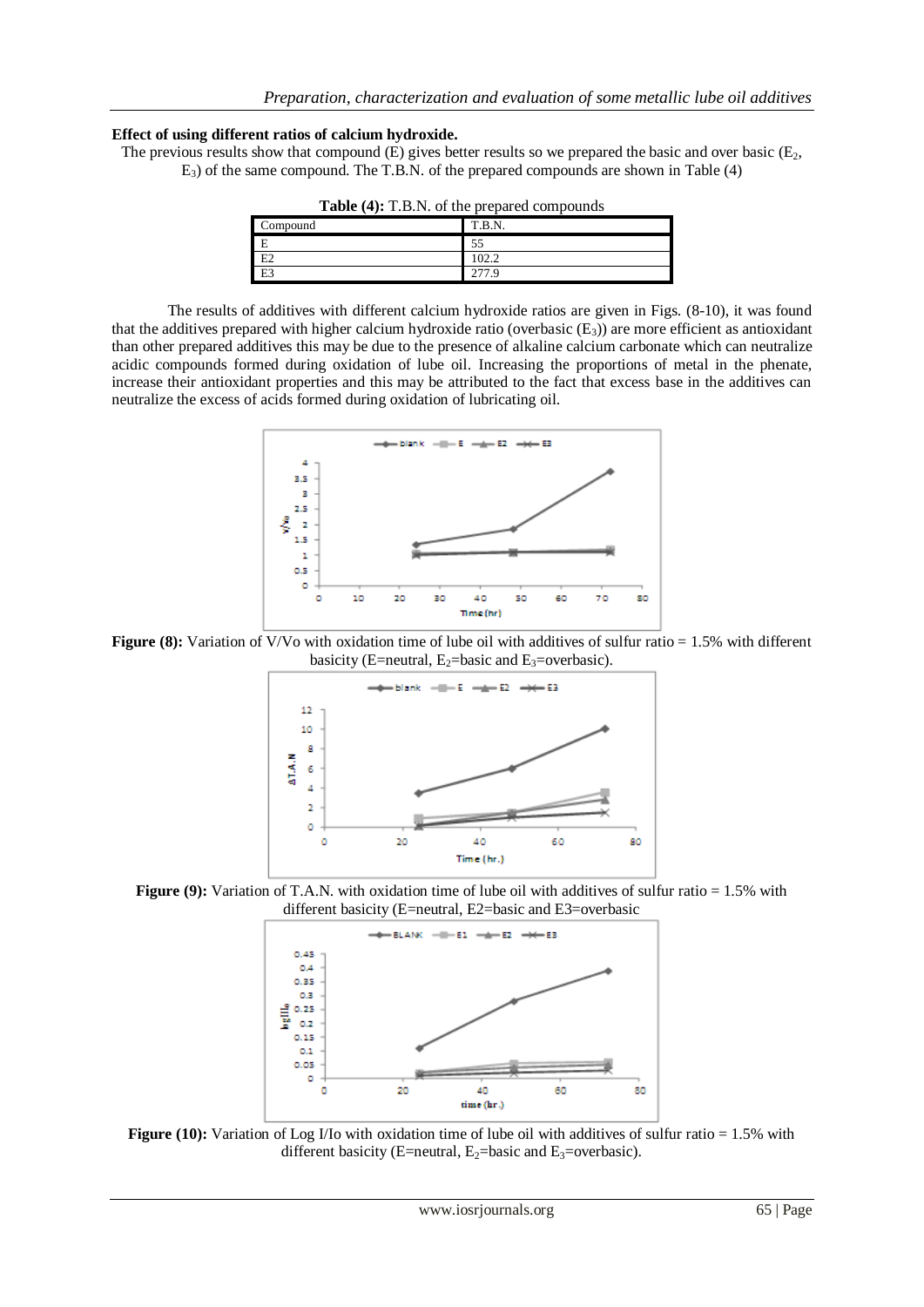**Effect of using different ratios of calcium hydroxide.**

The previous results show that compound (E) gives better results so we prepared the basic and over basic ($E_2$, $E_3$) of the same compound. The T.B.N. of the prepared compounds are shown in Table (4)

**Table (4):** T.B.N. of the prepared compounds

| Compound | T.B.N. |
|---|---|
| E | 55 |
| E2 | 102.2 |
| E3 | 277.9 |

The results of additives with different calcium hydroxide ratios are given in Figs. (8-10), it was found that the additives prepared with higher calcium hydroxide ratio (overbasic ($E_3$)) are more efficient as antioxidant than other prepared additives this may be due to the presence of alkaline calcium carbonate which can neutralize acidic compounds formed during oxidation of lube oil. Increasing the proportions of metal in the phenate, increase their antioxidant properties and this may be attributed to the fact that excess base in the additives can neutralize the excess of acids formed during oxidation of lubricating oil.

**Figure (8):** Variation of V/Vo with oxidation time of lube oil with additives of sulfur ratio = 1.5% with different basicity (E=neutral, $E_2$=basic and $E_3$=overbasic).

**Figure (9):** Variation of T.A.N. with oxidation time of lube oil with additives of sulfur ratio = 1.5% with different basicity (E=neutral, E2=basic and E3=overbasic

**Figure (10):** Variation of Log I/Io with oxidation time of lube oil with additives of sulfur ratio = 1.5% with different basicity (E=neutral, $E_2$=basic and $E_3$=overbasic).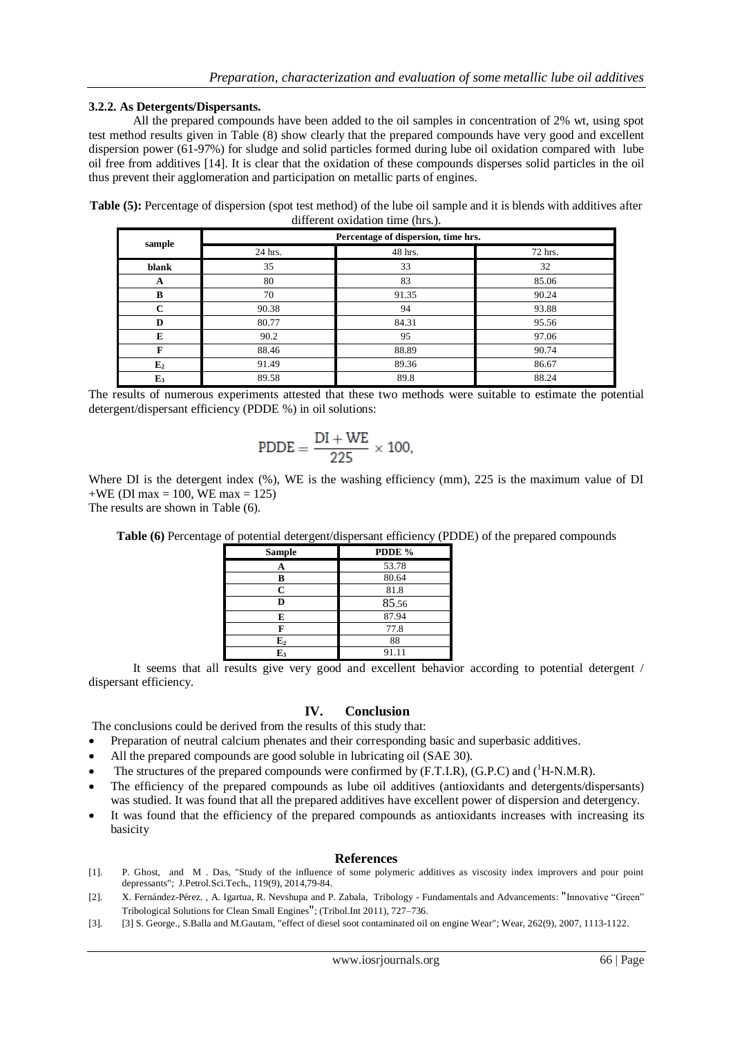### 3.2.2. As Detergents/Dispersants.

All the prepared compounds have been added to the oil samples in concentration of 2% wt, using spot test method results given in Table (8) show clearly that the prepared compounds have very good and excellent dispersion power (61-97%) for sludge and solid particles formed during lube oil oxidation compared with lube oil free from additives [14]. It is clear that the oxidation of these compounds disperses solid particles in the oil thus prevent their agglomeration and participation on metallic parts of engines.

**Table (5):** Percentage of dispersion (spot test method) of the lube oil sample and it is blends with additives after different oxidation time (hrs.).

| sample | Percentage of dispersion, time hrs. | | |
|---|---|---|---|
| | 24 hrs. | 48 hrs. | 72 hrs. |
| **blank** | 35 | 33 | 32 |
| **A** | 80 | 83 | 85.06 |
| **B** | 70 | 91.35 | 90.24 |
| **C** | 90.38 | 94 | 93.88 |
| **D** | 80.77 | 84.31 | 95.56 |
| **E** | 90.2 | 95 | 97.06 |
| **F** | 88.46 | 88.89 | 90.74 |
| **$E_2$** | 91.49 | 89.36 | 86.67 |
| **$E_3$** | 89.58 | 89.8 | 88.24 |

The results of numerous experiments attested that these two methods were suitable to estimate the potential detergent/dispersant efficiency (PDDE %) in oil solutions:

$$\mathrm{PDDE} = \frac{\mathrm{DI} + \mathrm{WE}}{225} \times 100,$$

Where DI is the detergent index (%), WE is the washing efficiency (mm), 225 is the maximum value of DI +WE (DI max = 100, WE max = 125)
The results are shown in Table (6).

**Table (6)** Percentage of potential detergent/dispersant efficiency (PDDE) of the prepared compounds

| Sample | PDDE % |
|---|---|
| **A** | 53.78 |
| **B** | 80.64 |
| **C** | 81.8 |
| **D** | 85.56 |
| **E** | 87.94 |
| **F** | 77.8 |
| **$E_2$** | 88 |
| **$E_3$** | 91.11 |

It seems that all results give very good and excellent behavior according to potential detergent / dispersant efficiency.

## IV. Conclusion

The conclusions could be derived from the results of this study that:

- Preparation of neutral calcium phenates and their corresponding basic and superbasic additives.
- All the prepared compounds are good soluble in lubricating oil (SAE 30).
- The structures of the prepared compounds were confirmed by (F.T.I.R), (G.P.C) and ($^1$H-N.M.R).
- The efficiency of the prepared compounds as lube oil additives (antioxidants and detergents/dispersants) was studied. It was found that all the prepared additives have excellent power of dispersion and detergency.
- It was found that the efficiency of the prepared compounds as antioxidants increases with increasing its basicity

## References

[1]. P. Ghost, and M . Das, "Study of the influence of some polymeric additives as viscosity index improvers and pour point depressants"; J.Petrol.Sci.Tech., 119(9), 2014,79-84.

[2]. X. Fernández-Pérez. , A. Igartua, R. Nevshupa and P. Zabala, Tribology - Fundamentals and Advancements: "Innovative "Green" Tribological Solutions for Clean Small Engines"; (Tribol.Int 2011), 727–736.

[3]. [3] S. George., S.Balla and M.Gautam, "effect of diesel soot contaminated oil on engine Wear"; Wear, 262(9), 2007, 1113-1122.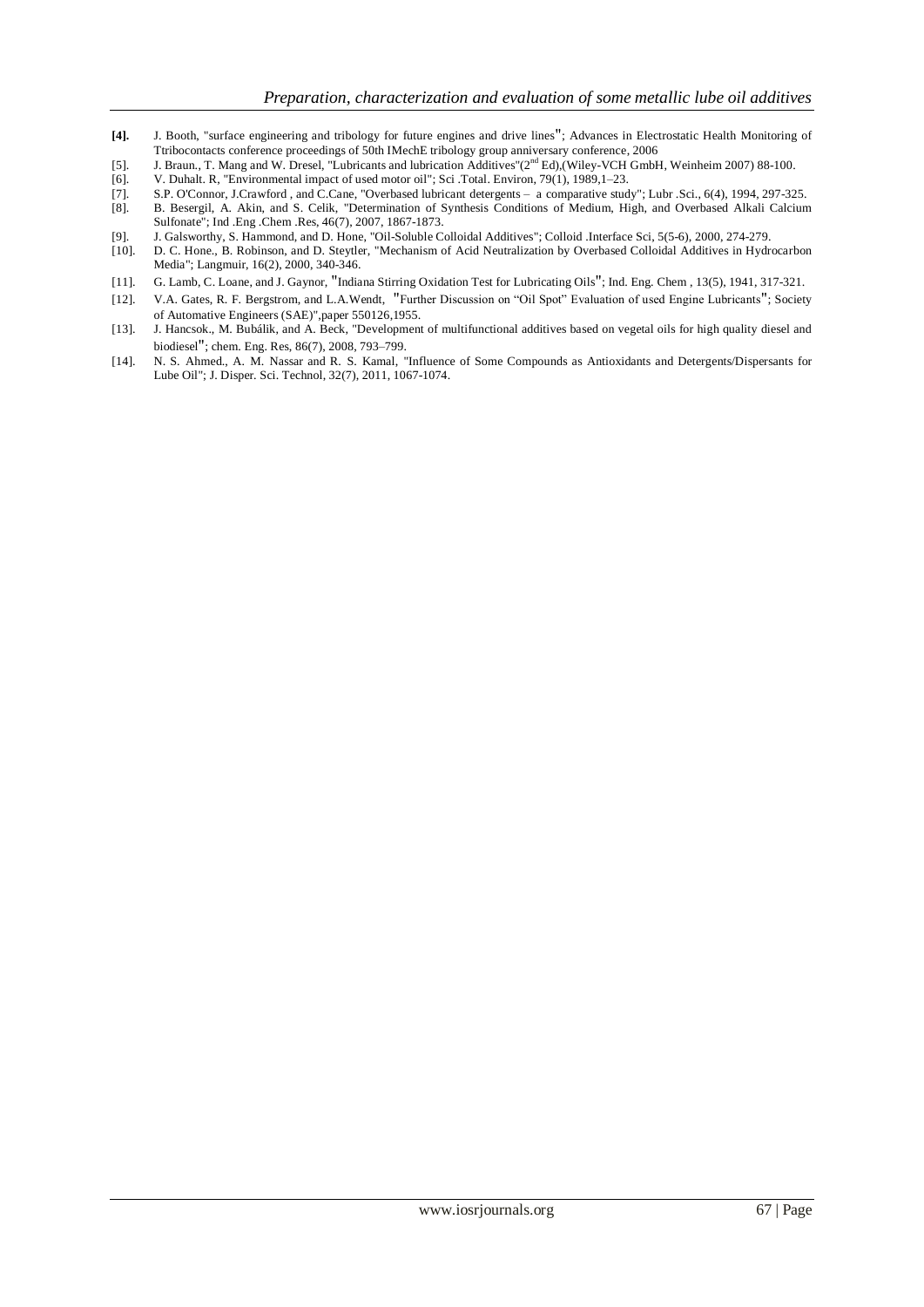**[4].** J. Booth, "surface engineering and tribology for future engines and drive lines"; Advances in Electrostatic Health Monitoring of Ttribocontacts conference proceedings of 50th IMechE tribology group anniversary conference, 2006

[5]. J. Braun., T. Mang and W. Dresel, "Lubricants and lubrication Additives"($2^{nd}$ Ed),(Wiley-VCH GmbH, Weinheim 2007) 88-100.

[6]. V. Duhalt. R, "Environmental impact of used motor oil"; Sci .Total. Environ, 79(1), 1989,1–23.

[7]. S.P. O'Connor, J.Crawford , and C.Cane, "Overbased lubricant detergents – a comparative study"; Lubr .Sci., 6(4), 1994, 297-325.

[8]. B. Besergil, A. Akin, and S. Celik, "Determination of Synthesis Conditions of Medium, High, and Overbased Alkali Calcium Sulfonate"; Ind .Eng .Chem .Res, 46(7), 2007, 1867-1873.

[9]. J. Galsworthy, S. Hammond, and D. Hone, "Oil-Soluble Colloidal Additives"; Colloid .Interface Sci, 5(5-6), 2000, 274-279.

[10]. D. C. Hone., B. Robinson, and D. Steytler, "Mechanism of Acid Neutralization by Overbased Colloidal Additives in Hydrocarbon Media"; Langmuir, 16(2), 2000, 340-346.

[11]. G. Lamb, C. Loane, and J. Gaynor, "Indiana Stirring Oxidation Test for Lubricating Oils"; Ind. Eng. Chem , 13(5), 1941, 317-321.

[12]. V.A. Gates, R. F. Bergstrom, and L.A.Wendt, "Further Discussion on "Oil Spot" Evaluation of used Engine Lubricants"; Society of Automative Engineers (SAE)",paper 550126,1955.

[13]. J. Hancsok., M. Bubálik, and A. Beck, "Development of multifunctional additives based on vegetal oils for high quality diesel and biodiesel"; chem. Eng. Res, 86(7), 2008, 793–799.

[14]. N. S. Ahmed., A. M. Nassar and R. S. Kamal, "Influence of Some Compounds as Antioxidants and Detergents/Dispersants for Lube Oil"; J. Disper. Sci. Technol, 32(7), 2011, 1067-1074.